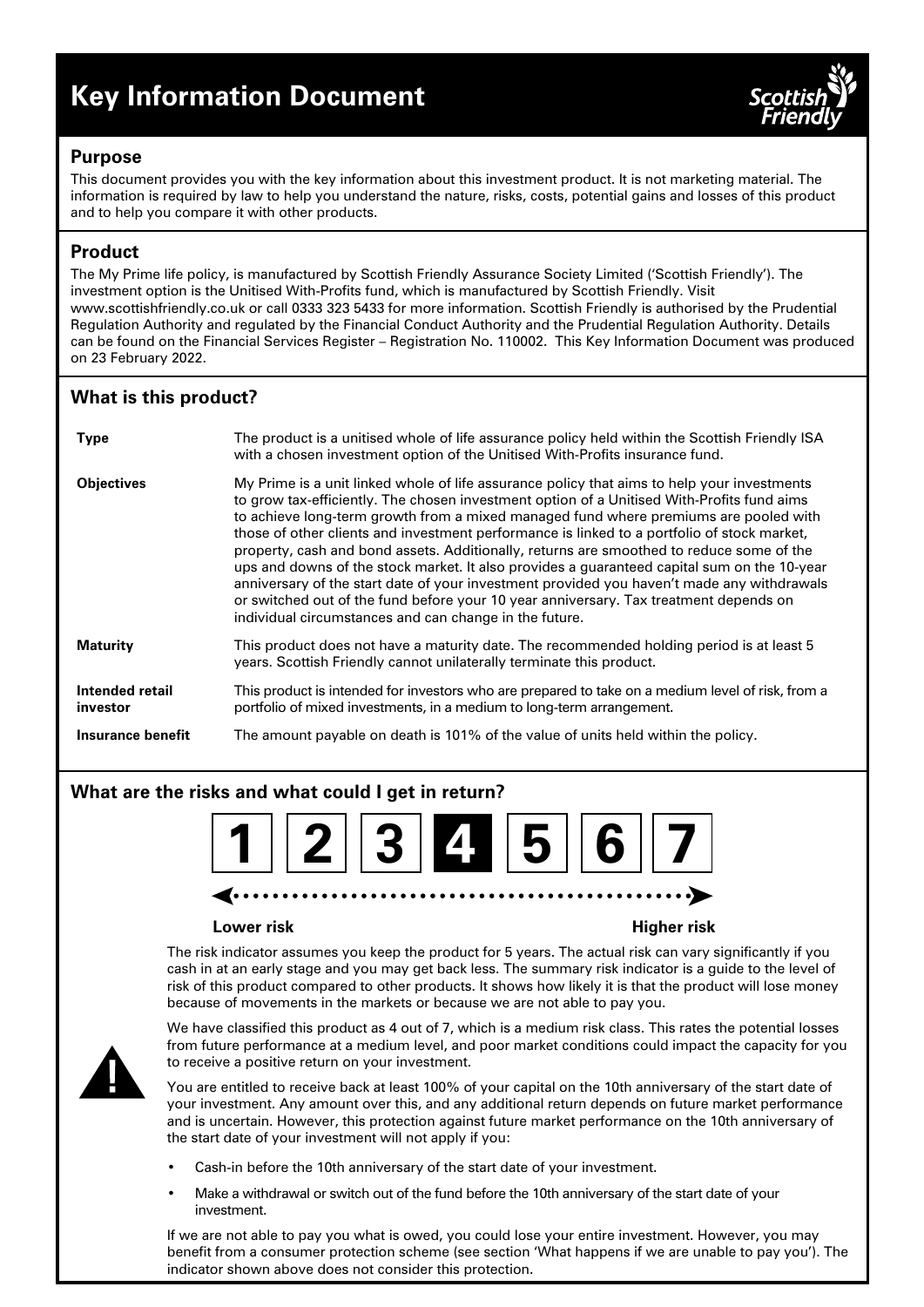# Key Information Document

## Purpose

This document provides you with the key information about this investment product. It is not marketing material. The information is required by law to help you understand the nature, risks, costs, potential gains and losses of this product and to help you compare it with other products.

## Product

The My Prime life policy, is manufactured by Scottish Friendly Assurance Society Limited ('Scottish Friendly'). The investment option is the Unitised With-Profits fund, which is manufactured by Scottish Friendly. Visit www.scottishfriendly.co.uk or call 0333 323 5433 for more information. Scottish Friendly is authorised by the Prudential Regulation Authority and regulated by the Financial Conduct Authority and the Prudential Regulation Authority. Details can be found on the Financial Services Register – Registration No. 110002. This Key Information Document was produced on 23 February 2022.

## What is this product?

| | |
|---|---|
| **Type** | The product is a unitised whole of life assurance policy held within the Scottish Friendly ISA with a chosen investment option of the Unitised With-Profits insurance fund. |
| **Objectives** | My Prime is a unit linked whole of life assurance policy that aims to help your investments to grow tax-efficiently. The chosen investment option of a Unitised With-Profits fund aims to achieve long-term growth from a mixed managed fund where premiums are pooled with those of other clients and investment performance is linked to a portfolio of stock market, property, cash and bond assets. Additionally, returns are smoothed to reduce some of the ups and downs of the stock market. It also provides a guaranteed capital sum on the 10-year anniversary of the start date of your investment provided you haven't made any withdrawals or switched out of the fund before your 10 year anniversary. Tax treatment depends on individual circumstances and can change in the future. |
| **Maturity** | This product does not have a maturity date. The recommended holding period is at least 5 years. Scottish Friendly cannot unilaterally terminate this product. |
| **Intended retail investor** | This product is intended for investors who are prepared to take on a medium level of risk, from a portfolio of mixed investments, in a medium to long-term arrangement. |
| **Insurance benefit** | The amount payable on death is 101% of the value of units held within the policy. |

## What are the risks and what could I get in return?

| 1 | 2 | 3 | **4** | 5 | 6 | 7 |
|---|---|---|---|---|---|---|

**Lower risk** — **Higher risk**

The risk indicator assumes you keep the product for 5 years. The actual risk can vary significantly if you cash in at an early stage and you may get back less. The summary risk indicator is a guide to the level of risk of this product compared to other products. It shows how likely it is that the product will lose money because of movements in the markets or because we are not able to pay you.

We have classified this product as 4 out of 7, which is a medium risk class. This rates the potential losses from future performance at a medium level, and poor market conditions could impact the capacity for you to receive a positive return on your investment.

You are entitled to receive back at least 100% of your capital on the 10th anniversary of the start date of your investment. Any amount over this, and any additional return depends on future market performance and is uncertain. However, this protection against future market performance on the 10th anniversary of the start date of your investment will not apply if you:

- Cash-in before the 10th anniversary of the start date of your investment.
- Make a withdrawal or switch out of the fund before the 10th anniversary of the start date of your investment.

If we are not able to pay you what is owed, you could lose your entire investment. However, you may benefit from a consumer protection scheme (see section 'What happens if we are unable to pay you'). The indicator shown above does not consider this protection.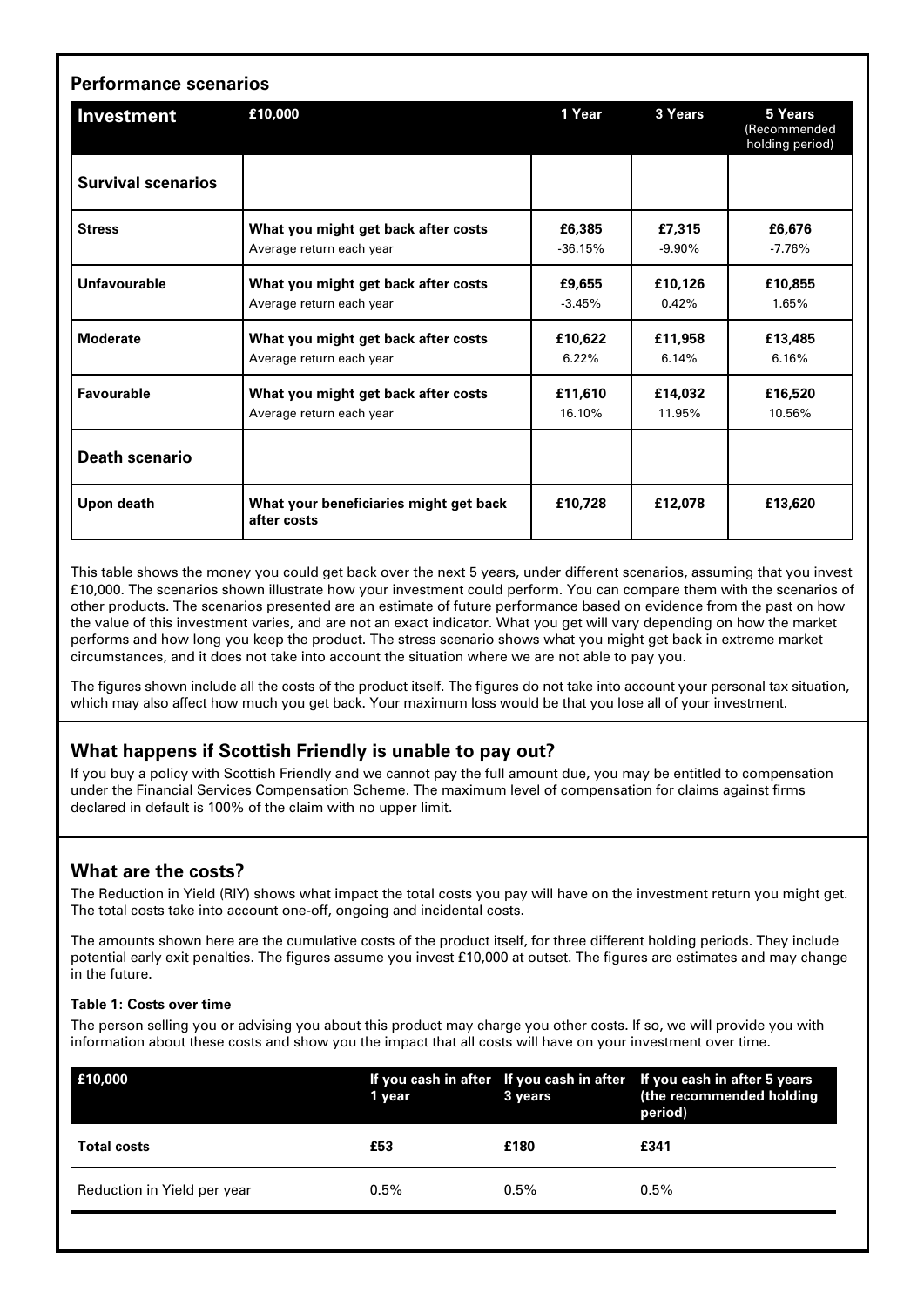### Performance scenarios

| Investment | £10,000 | 1 Year | 3 Years | 5 Years (Recommended holding period) |
|---|---|---|---|---|
| **Survival scenarios** | | | | |
| **Stress** | **What you might get back after costs**<br>Average return each year | **£6,385**<br>-36.15% | **£7,315**<br>-9.90% | **£6,676**<br>-7.76% |
| **Unfavourable** | **What you might get back after costs**<br>Average return each year | **£9,655**<br>-3.45% | **£10,126**<br>0.42% | **£10,855**<br>1.65% |
| **Moderate** | **What you might get back after costs**<br>Average return each year | **£10,622**<br>6.22% | **£11,958**<br>6.14% | **£13,485**<br>6.16% |
| **Favourable** | **What you might get back after costs**<br>Average return each year | **£11,610**<br>16.10% | **£14,032**<br>11.95% | **£16,520**<br>10.56% |
| **Death scenario** | | | | |
| **Upon death** | **What your beneficiaries might get back after costs** | **£10,728** | **£12,078** | **£13,620** |

This table shows the money you could get back over the next 5 years, under different scenarios, assuming that you invest £10,000. The scenarios shown illustrate how your investment could perform. You can compare them with the scenarios of other products. The scenarios presented are an estimate of future performance based on evidence from the past on how the value of this investment varies, and are not an exact indicator. What you get will vary depending on how the market performs and how long you keep the product. The stress scenario shows what you might get back in extreme market circumstances, and it does not take into account the situation where we are not able to pay you.

The figures shown include all the costs of the product itself. The figures do not take into account your personal tax situation, which may also affect how much you get back. Your maximum loss would be that you lose all of your investment.

## What happens if Scottish Friendly is unable to pay out?

If you buy a policy with Scottish Friendly and we cannot pay the full amount due, you may be entitled to compensation under the Financial Services Compensation Scheme. The maximum level of compensation for claims against firms declared in default is 100% of the claim with no upper limit.

## What are the costs?

The Reduction in Yield (RIY) shows what impact the total costs you pay will have on the investment return you might get. The total costs take into account one-off, ongoing and incidental costs.

The amounts shown here are the cumulative costs of the product itself, for three different holding periods. They include potential early exit penalties. The figures assume you invest £10,000 at outset. The figures are estimates and may change in the future.

**Table 1: Costs over time**

The person selling you or advising you about this product may charge you other costs. If so, we will provide you with information about these costs and show you the impact that all costs will have on your investment over time.

| £10,000 | If you cash in after 1 year | If you cash in after 3 years | If you cash in after 5 years (the recommended holding period) |
|---|---|---|---|
| **Total costs** | **£53** | **£180** | **£341** |
| Reduction in Yield per year | 0.5% | 0.5% | 0.5% |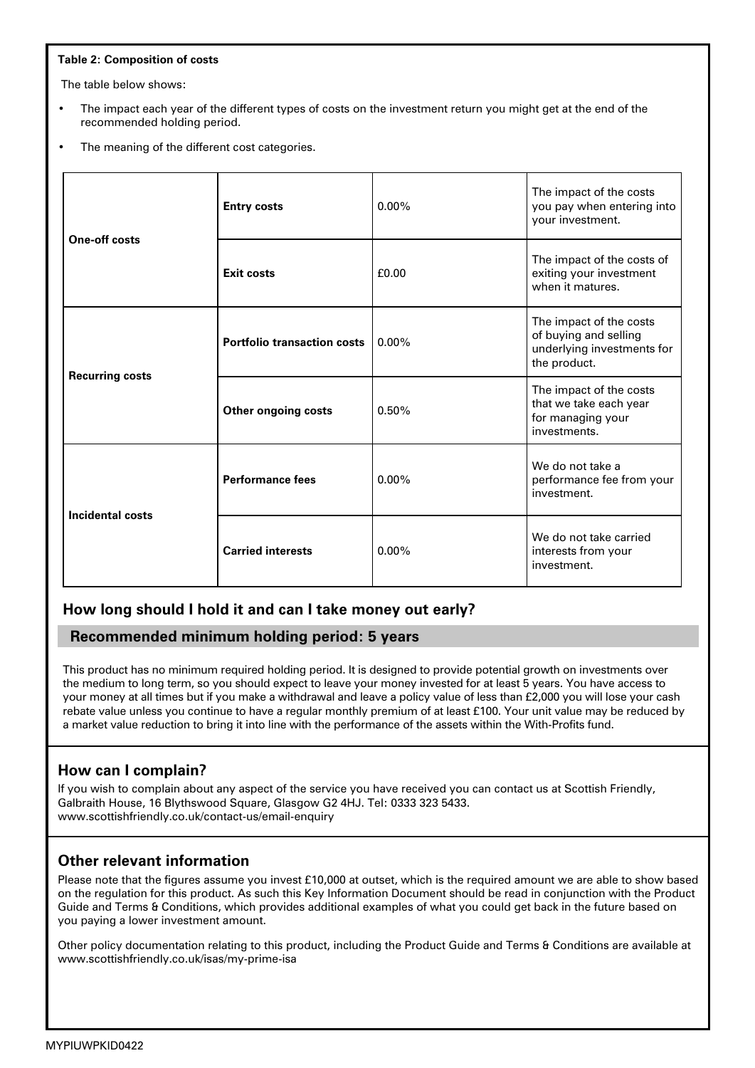**Table 2: Composition of costs**

The table below shows:

- The impact each year of the different types of costs on the investment return you might get at the end of the recommended holding period.
- The meaning of the different cost categories.

| | | | |
|---|---|---|---|
| **One-off costs** | **Entry costs** | 0.00% | The impact of the costs you pay when entering into your investment. |
| | **Exit costs** | £0.00 | The impact of the costs of exiting your investment when it matures. |
| **Recurring costs** | **Portfolio transaction costs** | 0.00% | The impact of the costs of buying and selling underlying investments for the product. |
| | **Other ongoing costs** | 0.50% | The impact of the costs that we take each year for managing your investments. |
| **Incidental costs** | **Performance fees** | 0.00% | We do not take a performance fee from your investment. |
| | **Carried interests** | 0.00% | We do not take carried interests from your investment. |

## How long should I hold it and can I take money out early?

### Recommended minimum holding period: 5 years

This product has no minimum required holding period. It is designed to provide potential growth on investments over the medium to long term, so you should expect to leave your money invested for at least 5 years. You have access to your money at all times but if you make a withdrawal and leave a policy value of less than £2,000 you will lose your cash rebate value unless you continue to have a regular monthly premium of at least £100. Your unit value may be reduced by a market value reduction to bring it into line with the performance of the assets within the With-Profits fund.

## How can I complain?

If you wish to complain about any aspect of the service you have received you can contact us at Scottish Friendly, Galbraith House, 16 Blythswood Square, Glasgow G2 4HJ. Tel: 0333 323 5433.
www.scottishfriendly.co.uk/contact-us/email-enquiry

## Other relevant information

Please note that the figures assume you invest £10,000 at outset, which is the required amount we are able to show based on the regulation for this product. As such this Key Information Document should be read in conjunction with the Product Guide and Terms & Conditions, which provides additional examples of what you could get back in the future based on you paying a lower investment amount.

Other policy documentation relating to this product, including the Product Guide and Terms & Conditions are available at www.scottishfriendly.co.uk/isas/my-prime-isa

MYPIUWPKID0422